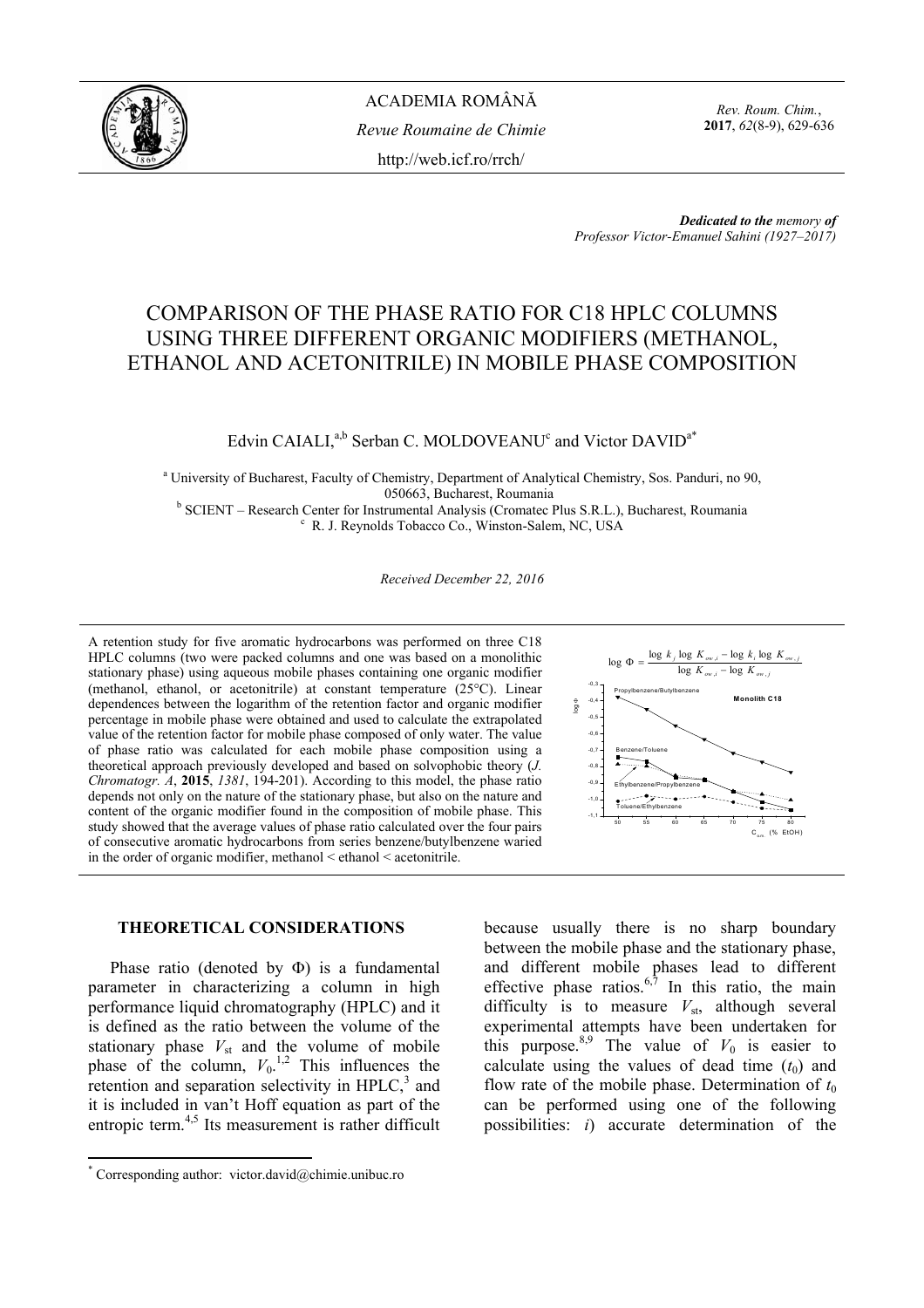ACADEMIA ROMÂNĂ

*Revue Roumaine de Chimie*

http://web.icf.ro/rrch/

*Rev. Roum. Chim.*, **2017**, *62*(8-9), 629-636

***Dedicated to the** memory **of***
*Professor Victor-Emanuel Sahini (1927–2017)*

# COMPARISON OF THE PHASE RATIO FOR C18 HPLC COLUMNS USING THREE DIFFERENT ORGANIC MODIFIERS (METHANOL, ETHANOL AND ACETONITRILE) IN MOBILE PHASE COMPOSITION

Edvin CAIALI,[a,b] Serban C. MOLDOVEANU[c] and Victor DAVID[a*]

[a] University of Bucharest, Faculty of Chemistry, Department of Analytical Chemistry, Sos. Panduri, no 90, 050663, Bucharest, Roumania
[b] SCIENT – Research Center for Instrumental Analysis (Cromatec Plus S.R.L.), Bucharest, Roumania
[c] R. J. Reynolds Tobacco Co., Winston-Salem, NC, USA

*Received December 22, 2016*

A retention study for five aromatic hydrocarbons was performed on three C18 HPLC columns (two were packed columns and one was based on a monolithic stationary phase) using aqueous mobile phases containing one organic modifier (methanol, ethanol, or acetonitrile) at constant temperature (25°C). Linear dependences between the logarithm of the retention factor and organic modifier percentage in mobile phase were obtained and used to calculate the extrapolated value of the retention factor for mobile phase composed of only water. The value of phase ratio was calculated for each mobile phase composition using a theoretical approach previously developed and based on solvophobic theory (*J. Chromatogr. A*, **2015**, *1381*, 194-201). According to this model, the phase ratio depends not only on the nature of the stationary phase, but also on the nature and content of the organic modifier found in the composition of mobile phase. This study showed that the average values of phase ratio calculated over the four pairs of consecutive aromatic hydrocarbons from series benzene/butylbenzene waried in the order of organic modifier, methanol < ethanol < acetonitrile.

$$\log \Phi = \frac{\log k_j \log K_{ow,i} - \log k_i \log K_{ow,j}}{\log K_{ow,i} - \log K_{ow,j}}$$

## THEORETICAL CONSIDERATIONS

Phase ratio (denoted by Φ) is a fundamental parameter in characterizing a column in high performance liquid chromatography (HPLC) and it is defined as the ratio between the volume of the stationary phase $V_{st}$ and the volume of mobile phase of the column, $V_0$.[1,2] This influences the retention and separation selectivity in HPLC,[3] and it is included in van't Hoff equation as part of the entropic term.[4,5] Its measurement is rather difficult because usually there is no sharp boundary between the mobile phase and the stationary phase, and different mobile phases lead to different effective phase ratios.[6,7] In this ratio, the main difficulty is to measure $V_{st}$, although several experimental attempts have been undertaken for this purpose.[8,9] The value of $V_0$ is easier to calculate using the values of dead time ($t_0$) and flow rate of the mobile phase. Determination of $t_0$ can be performed using one of the following possibilities: *i*) accurate determination of the

---

[*] Corresponding author: victor.david@chimie.unibuc.ro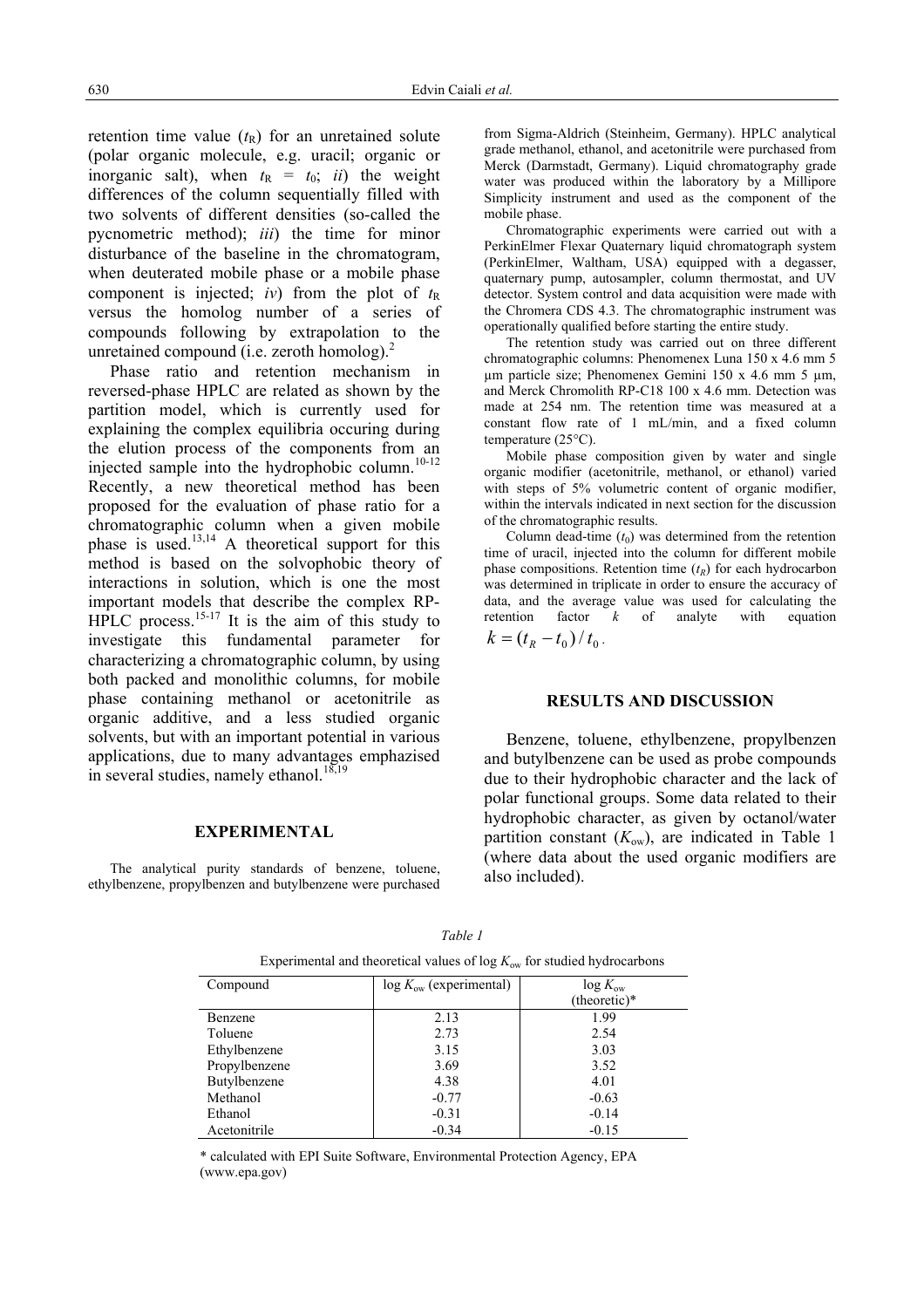retention time value ($t_R$) for an unretained solute (polar organic molecule, e.g. uracil; organic or inorganic salt), when $t_R = t_0$; *ii*) the weight differences of the column sequentially filled with two solvents of different densities (so-called the pycnometric method); *iii*) the time for minor disturbance of the baseline in the chromatogram, when deuterated mobile phase or a mobile phase component is injected; *iv*) from the plot of $t_R$ versus the homolog number of a series of compounds following by extrapolation to the unretained compound (i.e. zeroth homolog).[2]

Phase ratio and retention mechanism in reversed-phase HPLC are related as shown by the partition model, which is currently used for explaining the complex equilibria occuring during the elution process of the components from an injected sample into the hydrophobic column.[10-12] Recently, a new theoretical method has been proposed for the evaluation of phase ratio for a chromatographic column when a given mobile phase is used.[13,14] A theoretical support for this method is based on the solvophobic theory of interactions in solution, which is one the most important models that describe the complex RP-HPLC process.[15-17] It is the aim of this study to investigate this fundamental parameter for characterizing a chromatographic column, by using both packed and monolithic columns, for mobile phase containing methanol or acetonitrile as organic additive, and a less studied organic solvents, but with an important potential in various applications, due to many advantages emphasized in several studies, namely ethanol.[18,19]

## EXPERIMENTAL

The analytical purity standards of benzene, toluene, ethylbenzene, propylbenzen and butylbenzene were purchased from Sigma-Aldrich (Steinheim, Germany). HPLC analytical grade methanol, ethanol, and acetonitrile were purchased from Merck (Darmstadt, Germany). Liquid chromatography grade water was produced within the laboratory by a Millipore Simplicity instrument and used as the component of the mobile phase.

Chromatographic experiments were carried out with a PerkinElmer Flexar Quaternary liquid chromatograph system (PerkinElmer, Waltham, USA) equipped with a degasser, quaternary pump, autosampler, column thermostat, and UV detector. System control and data acquisition were made with the Chromera CDS 4.3. The chromatographic instrument was operationally qualified before starting the entire study.

The retention study was carried out on three different chromatographic columns: Phenomenex Luna 150 x 4.6 mm 5 μm particle size; Phenomenex Gemini 150 x 4.6 mm 5 μm, and Merck Chromolith RP-C18 100 x 4.6 mm. Detection was made at 254 nm. The retention time was measured at a constant flow rate of 1 mL/min, and a fixed column temperature (25°C).

Mobile phase composition given by water and single organic modifier (acetonitrile, methanol, or ethanol) varied with steps of 5% volumetric content of organic modifier, within the intervals indicated in next section for the discussion of the chromatographic results.

Column dead-time ($t_0$) was determined from the retention time of uracil, injected into the column for different mobile phase compositions. Retention time ($t_R$) for each hydrocarbon was determined in triplicate in order to ensure the accuracy of data, and the average value was used for calculating the retention factor $k$ of analyte with equation $k = (t_R - t_0)/t_0$.

## RESULTS AND DISCUSSION

Benzene, toluene, ethylbenzene, propylbenzen and butylbenzene can be used as probe compounds due to their hydrophobic character and the lack of polar functional groups. Some data related to their hydrophobic character, as given by octanol/water partition constant ($K_{ow}$), are indicated in Table 1 (where data about the used organic modifiers are also included).

*Table 1*

Experimental and theoretical values of log $K_{ow}$ for studied hydrocarbons

| Compound | log $K_{ow}$ (experimental) | log $K_{ow}$ (theoretic)* |
|---|---|---|
| Benzene | 2.13 | 1.99 |
| Toluene | 2.73 | 2.54 |
| Ethylbenzene | 3.15 | 3.03 |
| Propylbenzene | 3.69 | 3.52 |
| Butylbenzene | 4.38 | 4.01 |
| Methanol | -0.77 | -0.63 |
| Ethanol | -0.31 | -0.14 |
| Acetonitrile | -0.34 | -0.15 |

\* calculated with EPI Suite Software, Environmental Protection Agency, EPA (www.epa.gov)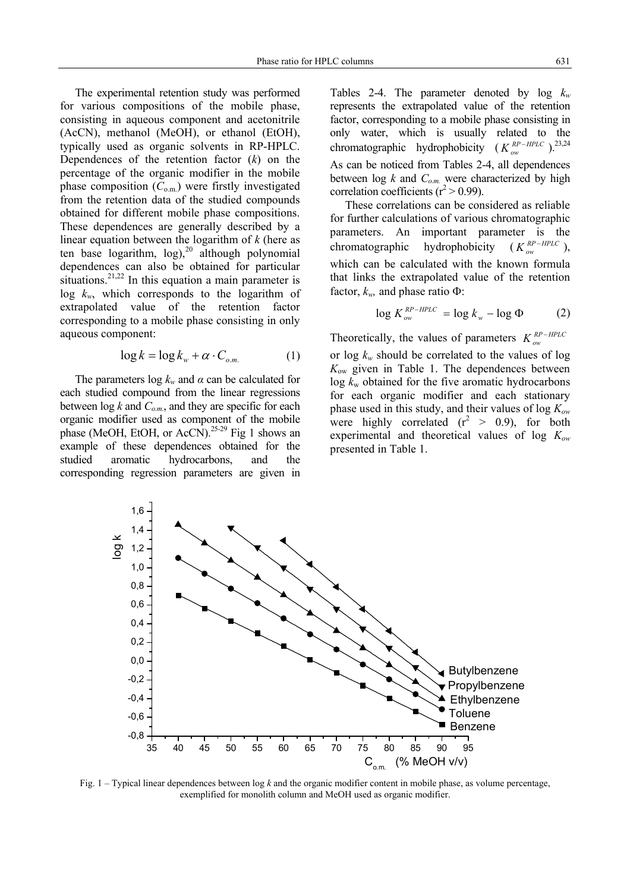The experimental retention study was performed for various compositions of the mobile phase, consisting in aqueous component and acetonitrile (AcCN), methanol (MeOH), or ethanol (EtOH), typically used as organic solvents in RP-HPLC. Dependences of the retention factor ($k$) on the percentage of the organic modifier in the mobile phase composition ($C_{o.m.}$) were firstly investigated from the retention data of the studied compounds obtained for different mobile phase compositions. These dependences are generally described by a linear equation between the logarithm of $k$ (here as ten base logarithm, log),[20] although polynomial dependences can also be obtained for particular situations.[21,22] In this equation a main parameter is log $k_w$, which corresponds to the logarithm of extrapolated value of the retention factor corresponding to a mobile phase consisting in only aqueous component:

$$\log k = \log k_w + \alpha \cdot C_{o.m.} \qquad (1)$$

The parameters log $k_w$ and $\alpha$ can be calculated for each studied compound from the linear regressions between log $k$ and $C_{o.m.}$, and they are specific for each organic modifier used as component of the mobile phase (MeOH, EtOH, or AcCN).[25-29] Fig 1 shows an example of these dependences obtained for the studied aromatic hydrocarbons, and the corresponding regression parameters are given in Tables 2-4. The parameter denoted by log $k_w$ represents the extrapolated value of the retention factor, corresponding to a mobile phase consisting in only water, which is usually related to the chromatographic hydrophobicity ($K_{ow}^{RP-HPLC}$).[23,24] As can be noticed from Tables 2-4, all dependences between log $k$ and $C_{o.m.}$ were characterized by high correlation coefficients ($r^2 > 0.99$).

These correlations can be considered as reliable for further calculations of various chromatographic parameters. An important parameter is the chromatographic hydrophobicity ($K_{ow}^{RP-HPLC}$), which can be calculated with the known formula that links the extrapolated value of the retention factor, $k_w$, and phase ratio $\Phi$:

$$\log K_{ow}^{RP-HPLC} = \log k_w - \log \Phi \qquad (2)$$

Theoretically, the values of parameters $K_{ow}^{RP-HPLC}$ or log $k_w$ should be correlated to the values of log $K_{ow}$ given in Table 1. The dependences between log $k_w$ obtained for the five aromatic hydrocarbons for each organic modifier and each stationary phase used in this study, and their values of log $K_{ow}$ were highly correlated ($r^2 > 0.9$), for both experimental and theoretical values of log $K_{ow}$ presented in Table 1.

Fig. 1 – Typical linear dependences between log $k$ and the organic modifier content in mobile phase, as volume percentage, exemplified for monolith column and MeOH used as organic modifier.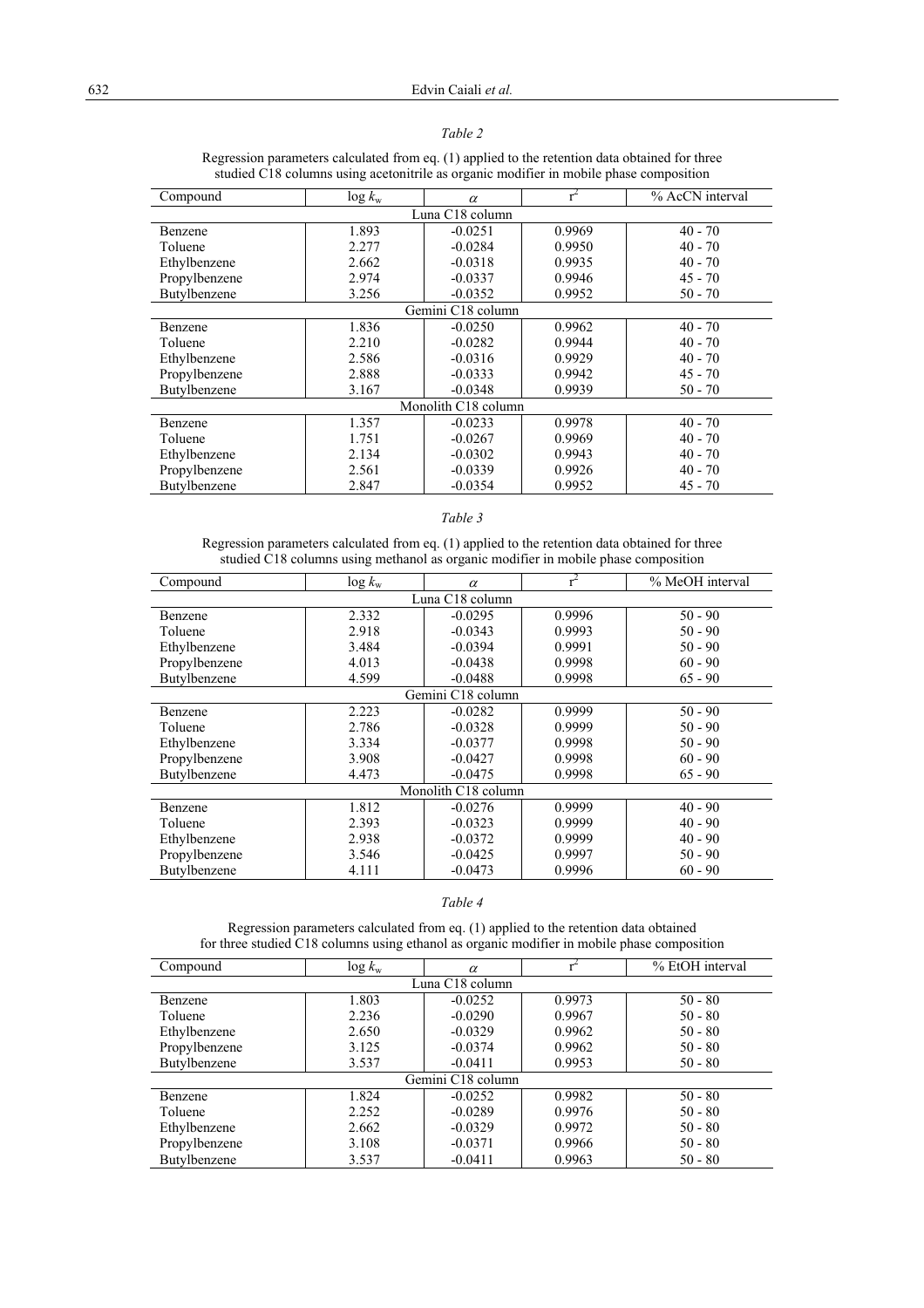*Table 2*

Regression parameters calculated from eq. (1) applied to the retention data obtained for three studied C18 columns using acetonitrile as organic modifier in mobile phase composition

| Compound | $\log k_w$ | $\alpha$ | $r^2$ | % AcCN interval |
|---|---|---|---|---|
| Luna C18 column | | | | |
| Benzene | 1.893 | -0.0251 | 0.9969 | 40 - 70 |
| Toluene | 2.277 | -0.0284 | 0.9950 | 40 - 70 |
| Ethylbenzene | 2.662 | -0.0318 | 0.9935 | 40 - 70 |
| Propylbenzene | 2.974 | -0.0337 | 0.9946 | 45 - 70 |
| Butylbenzene | 3.256 | -0.0352 | 0.9952 | 50 - 70 |
| Gemini C18 column | | | | |
| Benzene | 1.836 | -0.0250 | 0.9962 | 40 - 70 |
| Toluene | 2.210 | -0.0282 | 0.9944 | 40 - 70 |
| Ethylbenzene | 2.586 | -0.0316 | 0.9929 | 40 - 70 |
| Propylbenzene | 2.888 | -0.0333 | 0.9942 | 45 - 70 |
| Butylbenzene | 3.167 | -0.0348 | 0.9939 | 50 - 70 |
| Monolith C18 column | | | | |
| Benzene | 1.357 | -0.0233 | 0.9978 | 40 - 70 |
| Toluene | 1.751 | -0.0267 | 0.9969 | 40 - 70 |
| Ethylbenzene | 2.134 | -0.0302 | 0.9943 | 40 - 70 |
| Propylbenzene | 2.561 | -0.0339 | 0.9926 | 40 - 70 |
| Butylbenzene | 2.847 | -0.0354 | 0.9952 | 45 - 70 |

*Table 3*

Regression parameters calculated from eq. (1) applied to the retention data obtained for three studied C18 columns using methanol as organic modifier in mobile phase composition

| Compound | $\log k_w$ | $\alpha$ | $r^2$ | % MeOH interval |
|---|---|---|---|---|
| Luna C18 column | | | | |
| Benzene | 2.332 | -0.0295 | 0.9996 | 50 - 90 |
| Toluene | 2.918 | -0.0343 | 0.9993 | 50 - 90 |
| Ethylbenzene | 3.484 | -0.0394 | 0.9991 | 50 - 90 |
| Propylbenzene | 4.013 | -0.0438 | 0.9998 | 60 - 90 |
| Butylbenzene | 4.599 | -0.0488 | 0.9998 | 65 - 90 |
| Gemini C18 column | | | | |
| Benzene | 2.223 | -0.0282 | 0.9999 | 50 - 90 |
| Toluene | 2.786 | -0.0328 | 0.9999 | 50 - 90 |
| Ethylbenzene | 3.334 | -0.0377 | 0.9998 | 50 - 90 |
| Propylbenzene | 3.908 | -0.0427 | 0.9998 | 60 - 90 |
| Butylbenzene | 4.473 | -0.0475 | 0.9998 | 65 - 90 |
| Monolith C18 column | | | | |
| Benzene | 1.812 | -0.0276 | 0.9999 | 40 - 90 |
| Toluene | 2.393 | -0.0323 | 0.9999 | 40 - 90 |
| Ethylbenzene | 2.938 | -0.0372 | 0.9999 | 40 - 90 |
| Propylbenzene | 3.546 | -0.0425 | 0.9997 | 50 - 90 |
| Butylbenzene | 4.111 | -0.0473 | 0.9996 | 60 - 90 |

*Table 4*

Regression parameters calculated from eq. (1) applied to the retention data obtained for three studied C18 columns using ethanol as organic modifier in mobile phase composition

| Compound | $\log k_w$ | $\alpha$ | $r^2$ | % EtOH interval |
|---|---|---|---|---|
| Luna C18 column | | | | |
| Benzene | 1.803 | -0.0252 | 0.9973 | 50 - 80 |
| Toluene | 2.236 | -0.0290 | 0.9967 | 50 - 80 |
| Ethylbenzene | 2.650 | -0.0329 | 0.9962 | 50 - 80 |
| Propylbenzene | 3.125 | -0.0374 | 0.9962 | 50 - 80 |
| Butylbenzene | 3.537 | -0.0411 | 0.9953 | 50 - 80 |
| Gemini C18 column | | | | |
| Benzene | 1.824 | -0.0252 | 0.9982 | 50 - 80 |
| Toluene | 2.252 | -0.0289 | 0.9976 | 50 - 80 |
| Ethylbenzene | 2.662 | -0.0329 | 0.9972 | 50 - 80 |
| Propylbenzene | 3.108 | -0.0371 | 0.9966 | 50 - 80 |
| Butylbenzene | 3.537 | -0.0411 | 0.9963 | 50 - 80 |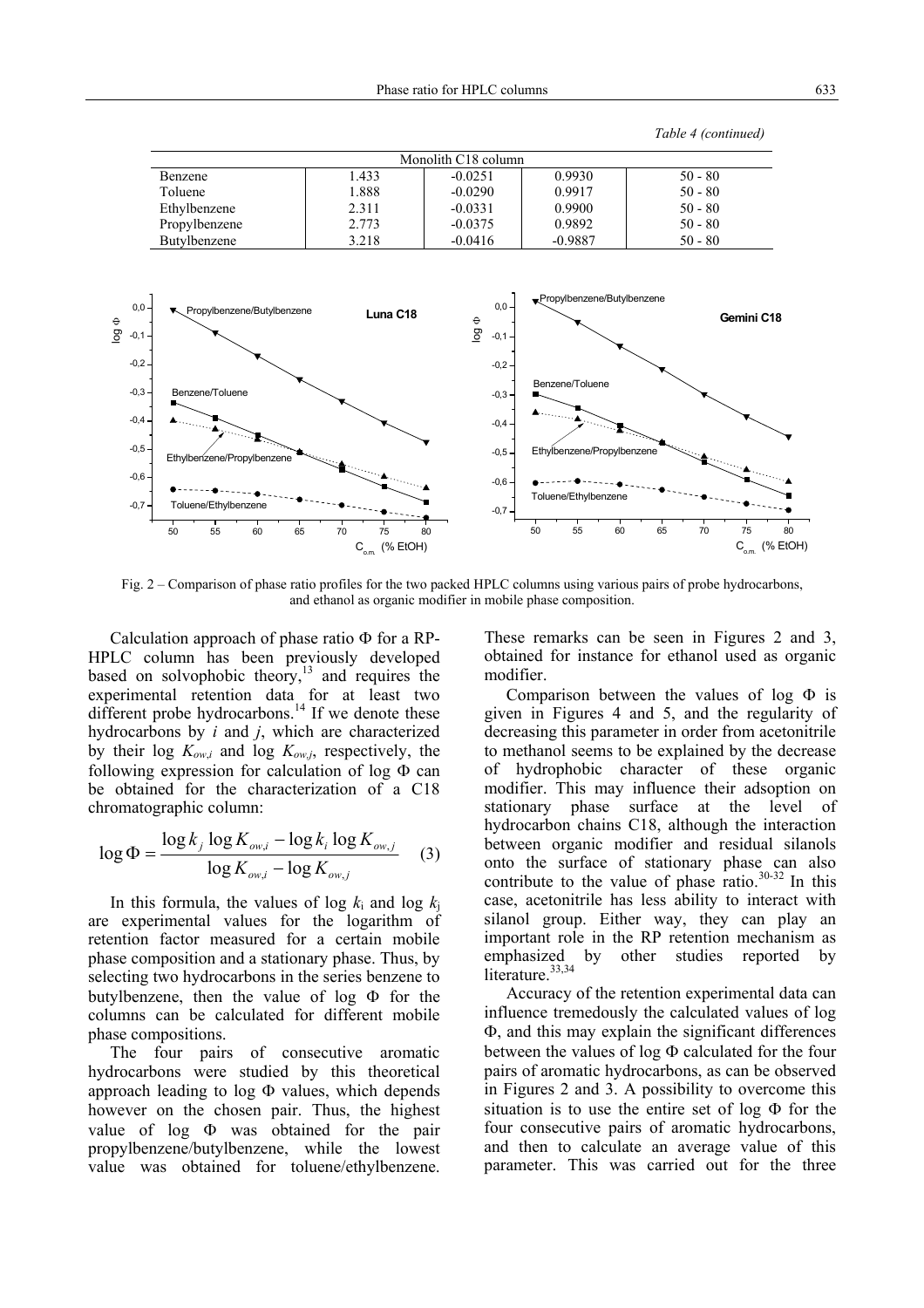*Table 4 (continued)*

| Monolith C18 column | | | | |
|---|---|---|---|---|
| Benzene | 1.433 | -0.0251 | 0.9930 | 50 - 80 |
| Toluene | 1.888 | -0.0290 | 0.9917 | 50 - 80 |
| Ethylbenzene | 2.311 | -0.0331 | 0.9900 | 50 - 80 |
| Propylbenzene | 2.773 | -0.0375 | 0.9892 | 50 - 80 |
| Butylbenzene | 3.218 | -0.0416 | -0.9887 | 50 - 80 |

Fig. 2 – Comparison of phase ratio profiles for the two packed HPLC columns using various pairs of probe hydrocarbons, and ethanol as organic modifier in mobile phase composition.

Calculation approach of phase ratio Φ for a RP-HPLC column has been previously developed based on solvophobic theory,[13] and requires the experimental retention data for at least two different probe hydrocarbons.[14] If we denote these hydrocarbons by $i$ and $j$, which are characterized by their $\log K_{ow,i}$ and $\log K_{ow,j}$, respectively, the following expression for calculation of log Φ can be obtained for the characterization of a C18 chromatographic column:

$$\log \Phi = \frac{\log k_j \log K_{ow,i} - \log k_i \log K_{ow,j}}{\log K_{ow,i} - \log K_{ow,j}} \quad (3)$$

In this formula, the values of $\log k_i$ and $\log k_j$ are experimental values for the logarithm of retention factor measured for a certain mobile phase composition and a stationary phase. Thus, by selecting two hydrocarbons in the series benzene to butylbenzene, then the value of log Φ for the columns can be calculated for different mobile phase compositions.

The four pairs of consecutive aromatic hydrocarbons were studied by this theoretical approach leading to log Φ values, which depends however on the chosen pair. Thus, the highest value of log Φ was obtained for the pair propylbenzene/butylbenzene, while the lowest value was obtained for toluene/ethylbenzene. These remarks can be seen in Figures 2 and 3, obtained for instance for ethanol used as organic modifier.

Comparison between the values of log Φ is given in Figures 4 and 5, and the regularity of decreasing this parameter in order from acetonitrile to methanol seems to be explained by the decrease of hydrophobic character of these organic modifier. This may influence their adsoption on stationary phase surface at the level of hydrocarbon chains C18, although the interaction between organic modifier and residual silanols onto the surface of stationary phase can also contribute to the value of phase ratio.[30-32] In this case, acetonitrile has less ability to interact with silanol group. Either way, they can play an important role in the RP retention mechanism as emphasized by other studies reported by literature.[33,34]

Accuracy of the retention experimental data can influence tremedously the calculated values of log Φ, and this may explain the significant differences between the values of log Φ calculated for the four pairs of aromatic hydrocarbons, as can be observed in Figures 2 and 3. A possibility to overcome this situation is to use the entire set of log Φ for the four consecutive pairs of aromatic hydrocarbons, and then to calculate an average value of this parameter. This was carried out for the three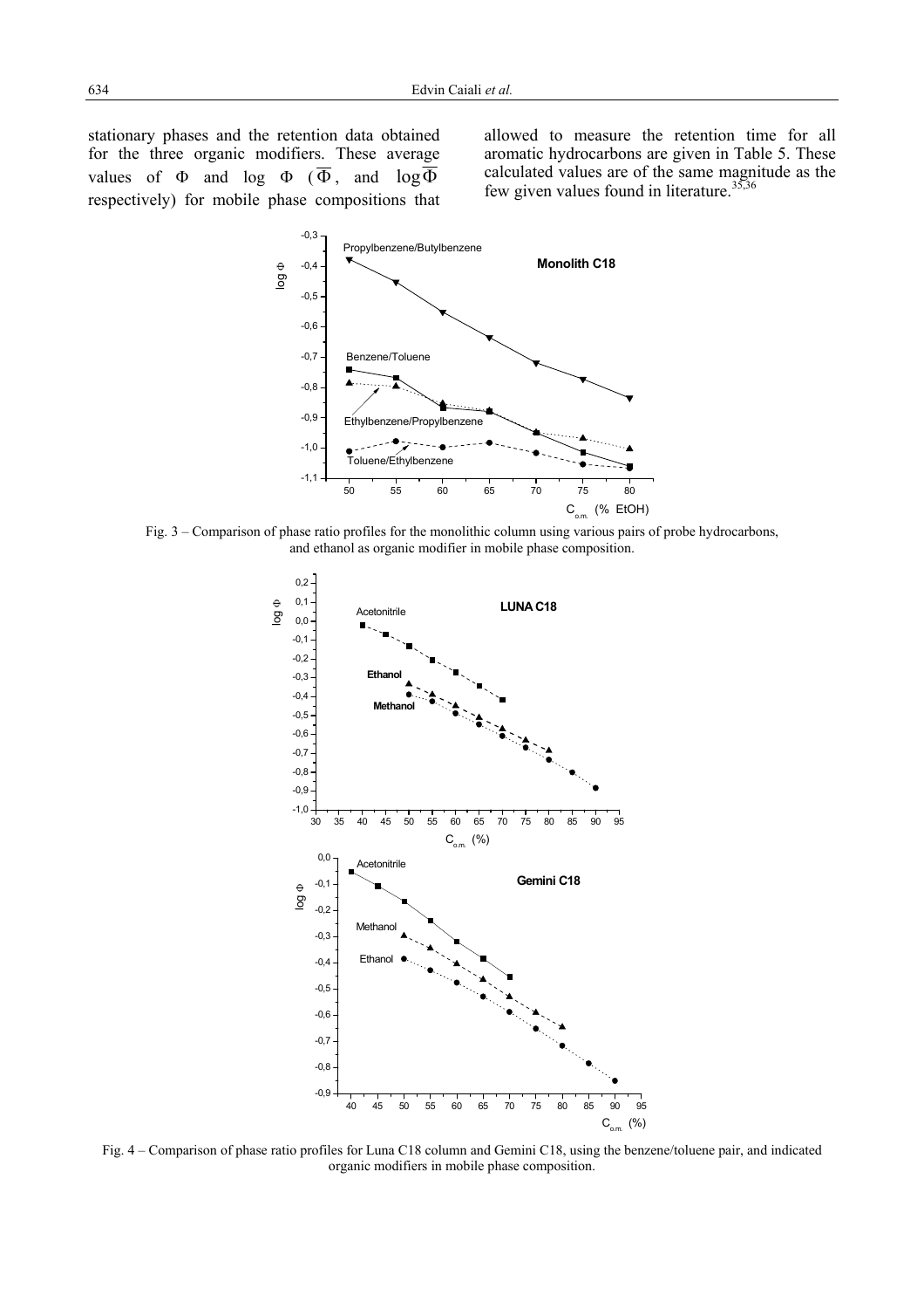stationary phases and the retention data obtained for the three organic modifiers. These average values of $\Phi$ and $\log \Phi$ ($\overline{\Phi}$, and $\log\overline{\Phi}$ respectively) for mobile phase compositions that allowed to measure the retention time for all aromatic hydrocarbons are given in Table 5. These calculated values are of the same magnitude as the few given values found in literature.[35,36]

Fig. 3 – Comparison of phase ratio profiles for the monolithic column using various pairs of probe hydrocarbons, and ethanol as organic modifier in mobile phase composition.

Fig. 4 – Comparison of phase ratio profiles for Luna C18 column and Gemini C18, using the benzene/toluene pair, and indicated organic modifiers in mobile phase composition.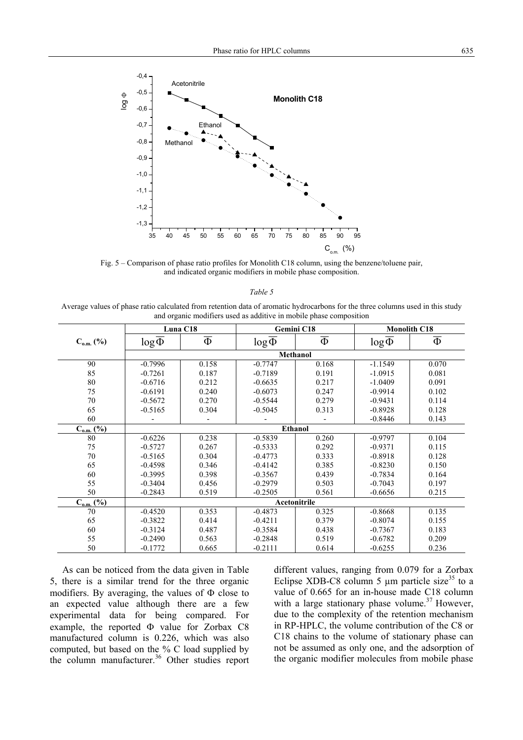Fig. 5 – Comparison of phase ratio profiles for Monolith C18 column, using the benzene/toluene pair, and indicated organic modifiers in mobile phase composition.

*Table 5*

Average values of phase ratio calculated from retention data of aromatic hydrocarbons for the three columns used in this study and organic modifiers used as additive in mobile phase composition

| | Luna C18 | | Gemini C18 | | Monolith C18 | |
|---|---|---|---|---|---|---|
| $C_{o.m.}$ (%) | $\log\overline{\Phi}$ | $\overline{\Phi}$ | $\log\overline{\Phi}$ | $\overline{\Phi}$ | $\log\overline{\Phi}$ | $\overline{\Phi}$ |
| | **Methanol** | | | | | |
| 90 | -0.7996 | 0.158 | -0.7747 | 0.168 | -1.1549 | 0.070 |
| 85 | -0.7261 | 0.187 | -0.7189 | 0.191 | -1.0915 | 0.081 |
| 80 | -0.6716 | 0.212 | -0.6635 | 0.217 | -1.0409 | 0.091 |
| 75 | -0.6191 | 0.240 | -0.6073 | 0.247 | -0.9914 | 0.102 |
| 70 | -0.5672 | 0.270 | -0.5544 | 0.279 | -0.9431 | 0.114 |
| 65 | -0.5165 | 0.304 | -0.5045 | 0.313 | -0.8928 | 0.128 |
| 60 | - | - | - | - | -0.8446 | 0.143 |
| $C_{o.m.}$ (%) | **Ethanol** | | | | | |
| 80 | -0.6226 | 0.238 | -0.5839 | 0.260 | -0.9797 | 0.104 |
| 75 | -0.5727 | 0.267 | -0.5333 | 0.292 | -0.9371 | 0.115 |
| 70 | -0.5165 | 0.304 | -0.4773 | 0.333 | -0.8918 | 0.128 |
| 65 | -0.4598 | 0.346 | -0.4142 | 0.385 | -0.8230 | 0.150 |
| 60 | -0.3995 | 0.398 | -0.3567 | 0.439 | -0.7834 | 0.164 |
| 55 | -0.3404 | 0.456 | -0.2979 | 0.503 | -0.7043 | 0.197 |
| 50 | -0.2843 | 0.519 | -0.2505 | 0.561 | -0.6656 | 0.215 |
| $C_{o.m.}$ (%) | **Acetonitrile** | | | | | |
| 70 | -0.4520 | 0.353 | -0.4873 | 0.325 | -0.8668 | 0.135 |
| 65 | -0.3822 | 0.414 | -0.4211 | 0.379 | -0.8074 | 0.155 |
| 60 | -0.3124 | 0.487 | -0.3584 | 0.438 | -0.7367 | 0.183 |
| 55 | -0.2490 | 0.563 | -0.2848 | 0.519 | -0.6782 | 0.209 |
| 50 | -0.1772 | 0.665 | -0.2111 | 0.614 | -0.6255 | 0.236 |

As can be noticed from the data given in Table 5, there is a similar trend for the three organic modifiers. By averaging, the values of Φ close to an expected value although there are a few experimental data for being compared. For example, the reported Φ value for Zorbax C8 manufactured column is 0.226, which was also computed, but based on the % C load supplied by the column manufacturer.[36] Other studies report different values, ranging from 0.079 for a Zorbax Eclipse XDB-C8 column 5 µm particle size[35] to a value of 0.665 for an in-house made C18 column with a large stationary phase volume.[37] However, due to the complexity of the retention mechanism in RP-HPLC, the volume contribution of the C8 or C18 chains to the volume of stationary phase can not be assumed as only one, and the adsorption of the organic modifier molecules from mobile phase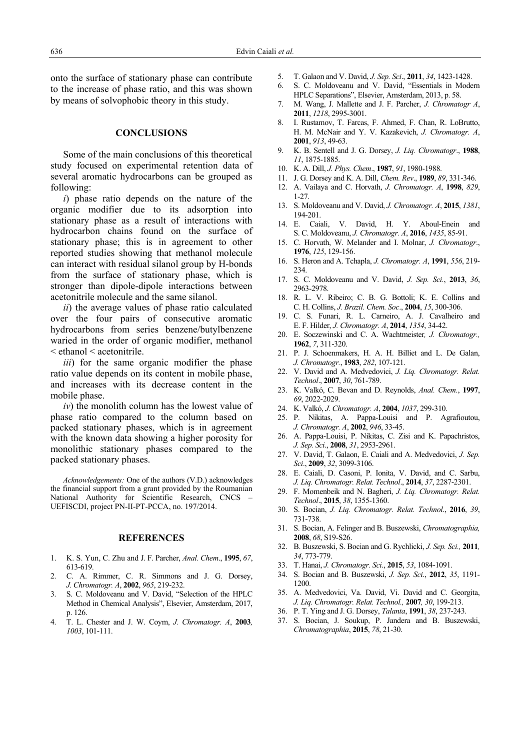onto the surface of stationary phase can contribute to the increase of phase ratio, and this was shown by means of solvophobic theory in this study.

## CONCLUSIONS

Some of the main conclusions of this theoretical study focused on experimental retention data of several aromatic hydrocarbons can be grouped as following:

*i*) phase ratio depends on the nature of the organic modifier due to its adsorption into stationary phase as a result of interactions with hydrocarbon chains found on the surface of stationary phase; this is in agreement to other reported studies showing that methanol molecule can interact with residual silanol group by H-bonds from the surface of stationary phase, which is stronger than dipole-dipole interactions between acetonitrile molecule and the same silanol.

*ii*) the average values of phase ratio calculated over the four pairs of consecutive aromatic hydrocarbons from series benzene/butylbenzene waried in the order of organic modifier, methanol < ethanol < acetonitrile.

*iii*) for the same organic modifier the phase ratio value depends on its content in mobile phase, and increases with its decrease content in the mobile phase.

*iv*) the monolith column has the lowest value of phase ratio compared to the column based on packed stationary phases, which is in agreement with the known data showing a higher porosity for monolithic stationary phases compared to the packed stationary phases.

*Acknowledgements:* One of the authors (V.D.) acknowledges the financial support from a grant provided by the Roumanian National Authority for Scientific Research, CNCS – UEFISCDI, project PN-II-PT-PCCA, no. 197/2014.

## REFERENCES

1. K. S. Yun, C. Zhu and J. F. Parcher, *Anal. Chem*., **1995**, *67*, 613-619.
2. C. A. Rimmer, C. R. Simmons and J. G. Dorsey, *J. Chromatogr. A*, **2002**, *965*, 219-232.
3. S. C. Moldoveanu and V. David, "Selection of the HPLC Method in Chemical Analysis", Elsevier, Amsterdam, 2017, p. 126.
4. T. L. Chester and J. W. Coym, *J. Chromatogr. A*, **2003**, *1003*, 101-111.
5. T. Galaon and V. David, *J. Sep. Sci*., **2011**, *34*, 1423-1428.
6. S. C. Moldoveanu and V. David, "Essentials in Modern HPLC Separations", Elsevier, Amsterdam, 2013, p. 58.
7. M. Wang, J. Mallette and J. F. Parcher, *J. Chromatogr A*, **2011**, *1218*, 2995-3001.
8. I. Rustamov, T. Farcas, F. Ahmed, F. Chan, R. LoBrutto, H. M. McNair and Y. V. Kazakevich, *J. Chromatogr. A*, **2001**, *913*, 49-63.
9. K. B. Sentell and J. G. Dorsey, *J. Liq. Chromatogr*., **1988**, *11*, 1875-1885.
10. K. A. Dill, *J. Phys. Chem*., **1987**, *91*, 1980-1988.
11. J. G. Dorsey and K. A. Dill, *Chem. Rev*., **1989**, *89*, 331-346.
12. A. Vailaya and C. Horvath, *J. Chromatogr. A*, **1998**, *829*, 1-27.
13. S. Moldoveanu and V. David, *J. Chromatogr. A*, **2015**, *1381*, 194-201.
14. E. Caiali, V. David, H. Y. Aboul-Enein and S. C. Moldoveanu, *J. Chromatogr. A*, **2016**, *1435*, 85-91.
15. C. Horvath, W. Melander and I. Molnar, *J. Chromatogr*., **1976**, *125*, 129-156.
16. S. Heron and A. Tchapla, *J. Chromatogr. A*, **1991**, *556*, 219-234.
17. S. C. Moldoveanu and V. David, *J. Sep. Sci.*, **2013**, *36*, 2963-2978.
18. R. L. V. Ribeiro; C. B. G. Bottoli; K. E. Collins and C. H. Collins, *J. Brazil. Chem. Soc*., **2004**, *15*, 300-306.
19. C. S. Funari, R. L. Carneiro, A. J. Cavalheiro and E. F. Hilder, *J. Chromatogr. A*, **2014**, *1354*, 34-42.
20. E. Soczewinski and C. A. Wachtmeister*, J. Chromatogr.,* **1962**, *7*, 311-320.
21. P. J. Schoenmakers, H. A. H. Billiet and L. De Galan, *J. Chromatogr.*, **1983**, *282*, 107-121.
22. V. David and A. Medvedovici, *J. Liq. Chromatogr. Relat. Technol*., **2007**, *30*, 761-789.
23. K. Valkó, C. Bevan and D. Reynolds, *Anal. Chem.*, **1997**, *69*, 2022-2029.
24. K. Valkó, *J. Chromatogr. A*, **2004**, *1037*, 299-310.
25. P. Nikitas, A. Pappa-Louisi and P. Agrafioutou, *J. Chromatogr. A*, **2002**, *946*, 33-45.
26. A. Pappa-Louisi, P. Nikitas, C. Zisi and K. Papachristos, *J. Sep. Sci*., **2008**, *31*, 2953-2961.
27. V. David, T. Galaon, E. Caiali and A. Medvedovici, *J. Sep. Sci*., **2009**, *32*, 3099-3106.
28. E. Caiali, D. Casoni, P. Ionita, V. David, and C. Sarbu, *J. Liq. Chromatogr. Relat. Technol*., **2014**, *37*, 2287-2301.
29. F. Momenbeik and N. Bagheri, *J. Liq. Chromatogr. Relat. Technol*., **2015**, *38*, 1355-1360.
30. S. Bocian, *J. Liq. Chromatogr. Relat. Technol*., **2016**, *39*, 731-738.
31. S. Bocian, A. Felinger and B. Buszewski, *Chromatographia,* **2008**, *68*, S19-S26.
32. B. Buszewski, S. Bocian and G. Rychlicki, *J. Sep. Sci.,* **2011***, 34*, 773-779.
33. T. Hanai, *J. Chromatogr. Sci*., **2015**, *53*, 1084-1091.
34. S. Bocian and B. Buszewski, *J. Sep. Sci*., **2012**, *35*, 1191-1200.
35. A. Medvedovici, Va. David, Vi. David and C. Georgita, *J. Liq. Chromatogr. Relat. Technol.,* **2007***, 30*, 199-213.
36. P. T. Ying and J. G. Dorsey, *Talanta*, **1991**, *38*, 237-243.
37. S. Bocian, J. Soukup, P. Jandera and B. Buszewski, *Chromatographia*, **2015**, *78*, 21-30.